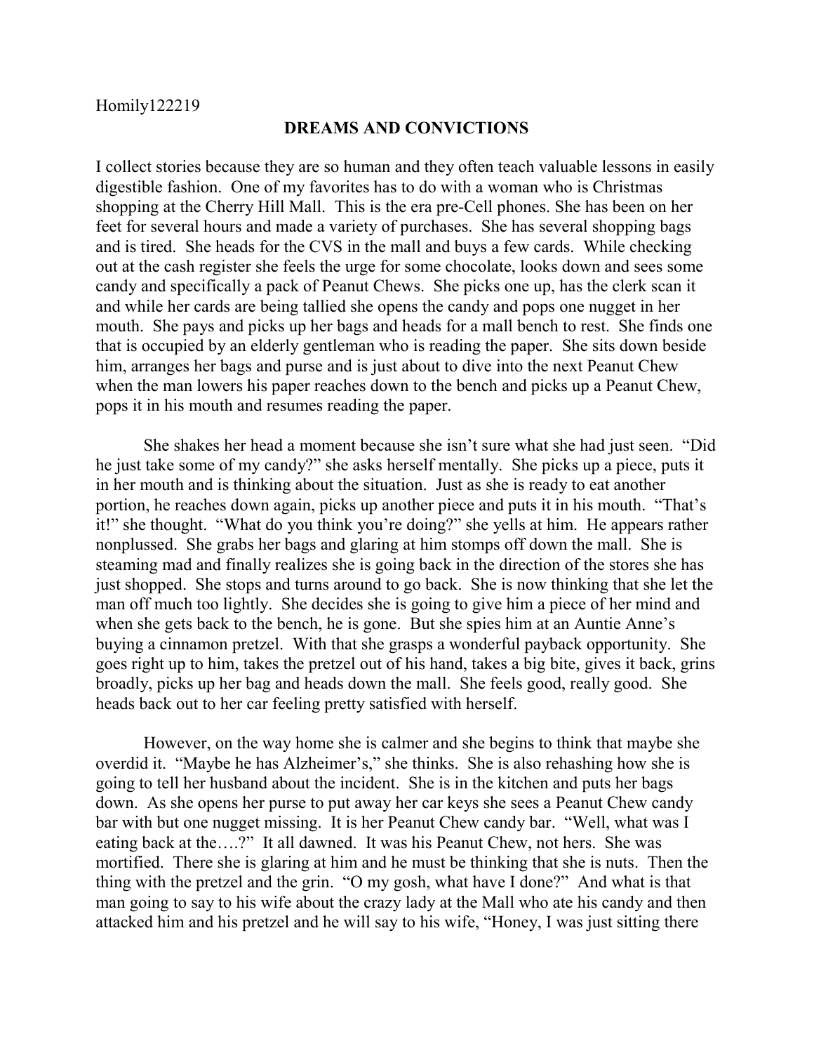Homily122219

## DREAMS AND CONVICTIONS

I collect stories because they are so human and they often teach valuable lessons in easily digestible fashion. One of my favorites has to do with a woman who is Christmas shopping at the Cherry Hill Mall. This is the era pre-Cell phones. She has been on her feet for several hours and made a variety of purchases. She has several shopping bags and is tired. She heads for the CVS in the mall and buys a few cards. While checking out at the cash register she feels the urge for some chocolate, looks down and sees some candy and specifically a pack of Peanut Chews. She picks one up, has the clerk scan it and while her cards are being tallied she opens the candy and pops one nugget in her mouth. She pays and picks up her bags and heads for a mall bench to rest. She finds one that is occupied by an elderly gentleman who is reading the paper. She sits down beside him, arranges her bags and purse and is just about to dive into the next Peanut Chew when the man lowers his paper reaches down to the bench and picks up a Peanut Chew, pops it in his mouth and resumes reading the paper.

She shakes her head a moment because she isn't sure what she had just seen. "Did he just take some of my candy?" she asks herself mentally. She picks up a piece, puts it in her mouth and is thinking about the situation. Just as she is ready to eat another portion, he reaches down again, picks up another piece and puts it in his mouth. "That's it!" she thought. "What do you think you're doing?" she yells at him. He appears rather nonplussed. She grabs her bags and glaring at him stomps off down the mall. She is steaming mad and finally realizes she is going back in the direction of the stores she has just shopped. She stops and turns around to go back. She is now thinking that she let the man off much too lightly. She decides she is going to give him a piece of her mind and when she gets back to the bench, he is gone. But she spies him at an Auntie Anne's buying a cinnamon pretzel. With that she grasps a wonderful payback opportunity. She goes right up to him, takes the pretzel out of his hand, takes a big bite, gives it back, grins broadly, picks up her bag and heads down the mall. She feels good, really good. She heads back out to her car feeling pretty satisfied with herself.

However, on the way home she is calmer and she begins to think that maybe she overdid it. "Maybe he has Alzheimer's," she thinks. She is also rehashing how she is going to tell her husband about the incident. She is in the kitchen and puts her bags down. As she opens her purse to put away her car keys she sees a Peanut Chew candy bar with but one nugget missing. It is her Peanut Chew candy bar. "Well, what was I eating back at the….?" It all dawned. It was his Peanut Chew, not hers. She was mortified. There she is glaring at him and he must be thinking that she is nuts. Then the thing with the pretzel and the grin. "O my gosh, what have I done?" And what is that man going to say to his wife about the crazy lady at the Mall who ate his candy and then attacked him and his pretzel and he will say to his wife, "Honey, I was just sitting there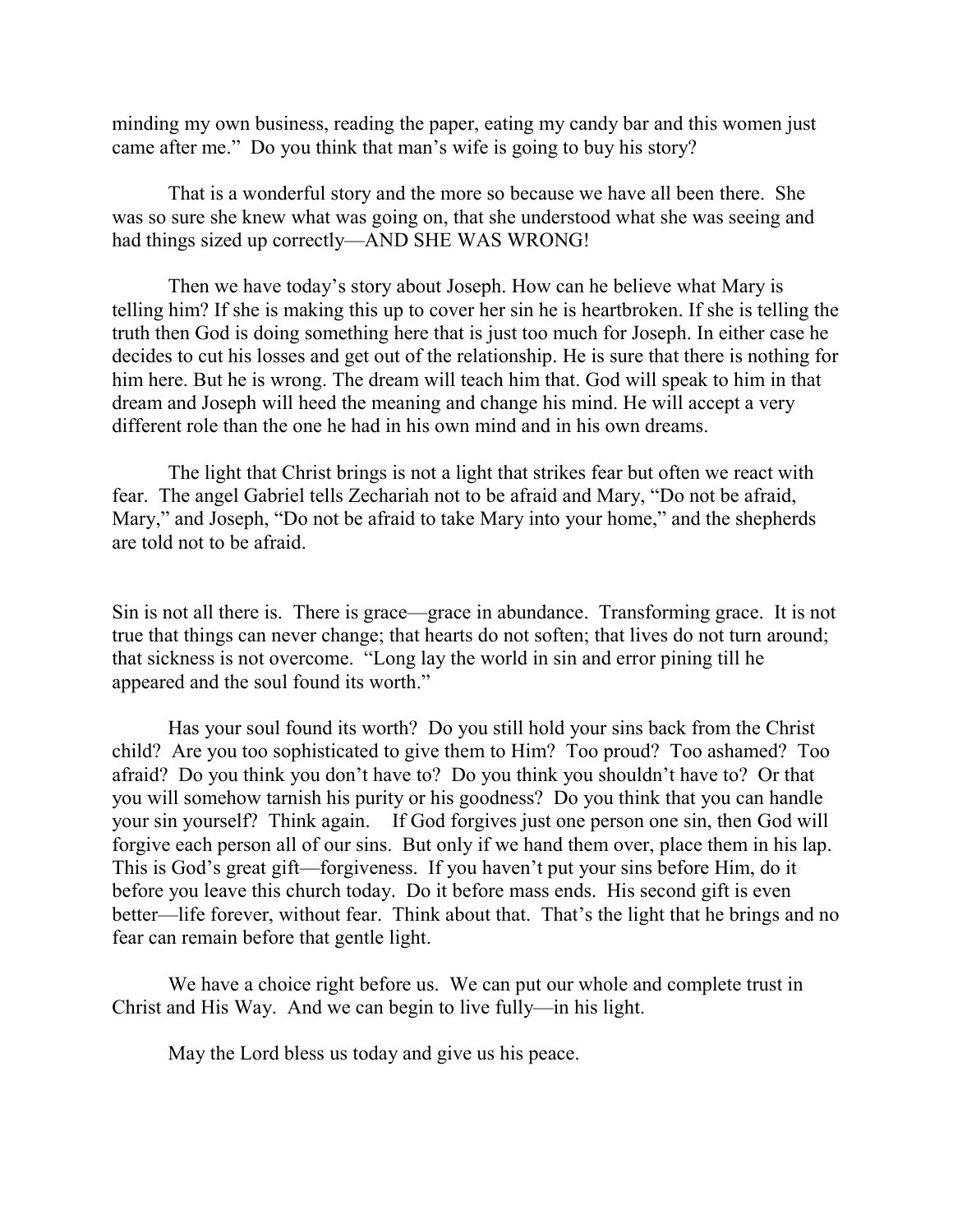minding my own business, reading the paper, eating my candy bar and this women just came after me." Do you think that man's wife is going to buy his story?

That is a wonderful story and the more so because we have all been there. She was so sure she knew what was going on, that she understood what she was seeing and had things sized up correctly—AND SHE WAS WRONG!

Then we have today's story about Joseph. How can he believe what Mary is telling him? If she is making this up to cover her sin he is heartbroken. If she is telling the truth then God is doing something here that is just too much for Joseph. In either case he decides to cut his losses and get out of the relationship. He is sure that there is nothing for him here. But he is wrong. The dream will teach him that. God will speak to him in that dream and Joseph will heed the meaning and change his mind. He will accept a very different role than the one he had in his own mind and in his own dreams.

The light that Christ brings is not a light that strikes fear but often we react with fear. The angel Gabriel tells Zechariah not to be afraid and Mary, "Do not be afraid, Mary," and Joseph, "Do not be afraid to take Mary into your home," and the shepherds are told not to be afraid.

Sin is not all there is. There is grace—grace in abundance. Transforming grace. It is not true that things can never change; that hearts do not soften; that lives do not turn around; that sickness is not overcome. "Long lay the world in sin and error pining till he appeared and the soul found its worth."

Has your soul found its worth? Do you still hold your sins back from the Christ child? Are you too sophisticated to give them to Him? Too proud? Too ashamed? Too afraid? Do you think you don't have to? Do you think you shouldn't have to? Or that you will somehow tarnish his purity or his goodness? Do you think that you can handle your sin yourself? Think again. If God forgives just one person one sin, then God will forgive each person all of our sins. But only if we hand them over, place them in his lap. This is God's great gift—forgiveness. If you haven't put your sins before Him, do it before you leave this church today. Do it before mass ends. His second gift is even better—life forever, without fear. Think about that. That's the light that he brings and no fear can remain before that gentle light.

We have a choice right before us. We can put our whole and complete trust in Christ and His Way. And we can begin to live fully—in his light.

May the Lord bless us today and give us his peace.